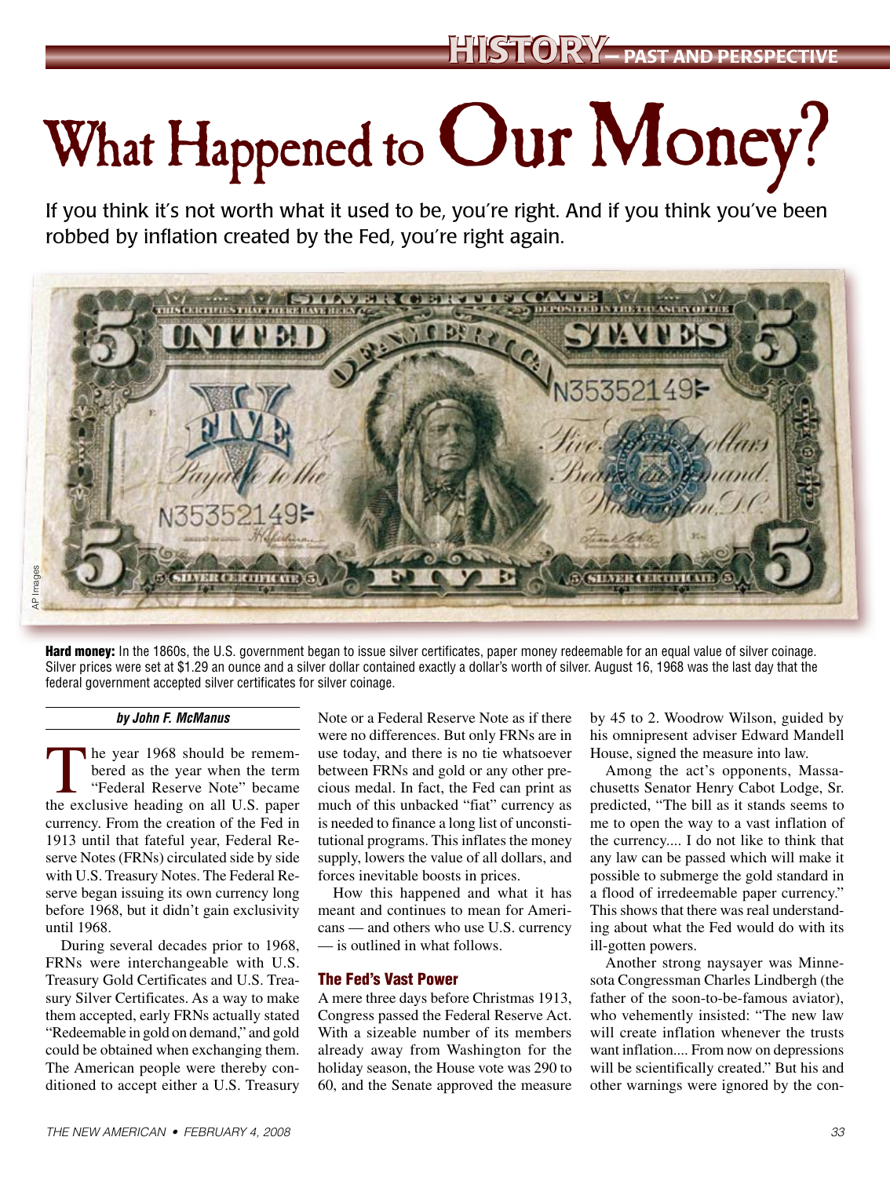# What Happened to Our Money?

If you think it's not worth what it used to be, you're right. And if you think you've been robbed by inflation created by the Fed, you're right again.

AP Images

**Hard money:** In the 1860s, the U.S. government began to issue silver certificates, paper money redeemable for an equal value of silver coinage. Silver prices were set at $1.29 an ounce and a silver dollar contained exactly a dollar's worth of silver. August 16, 1968 was the last day that the federal government accepted silver certificates for silver coinage.

***by John F. McManus***

The year 1968 should be remembered as the year when the term "Federal Reserve Note" became the exclusive heading on all U.S. paper currency. From the creation of the Fed in 1913 until that fateful year, Federal Reserve Notes (FRNs) circulated side by side with U.S. Treasury Notes. The Federal Reserve began issuing its own currency long before 1968, but it didn't gain exclusivity until 1968.

During several decades prior to 1968, FRNs were interchangeable with U.S. Treasury Gold Certificates and U.S. Treasury Silver Certificates. As a way to make them accepted, early FRNs actually stated "Redeemable in gold on demand," and gold could be obtained when exchanging them. The American people were thereby conditioned to accept either a U.S. Treasury Note or a Federal Reserve Note as if there were no differences. But only FRNs are in use today, and there is no tie whatsoever between FRNs and gold or any other precious medal. In fact, the Fed can print as much of this unbacked "fiat" currency as is needed to finance a long list of unconstitutional programs. This inflates the money supply, lowers the value of all dollars, and forces inevitable boosts in prices.

How this happened and what it has meant and continues to mean for Americans — and others who use U.S. currency — is outlined in what follows.

## The Fed's Vast Power

A mere three days before Christmas 1913, Congress passed the Federal Reserve Act. With a sizeable number of its members already away from Washington for the holiday season, the House vote was 290 to 60, and the Senate approved the measure by 45 to 2. Woodrow Wilson, guided by his omnipresent adviser Edward Mandell House, signed the measure into law.

Among the act's opponents, Massachusetts Senator Henry Cabot Lodge, Sr. predicted, "The bill as it stands seems to me to open the way to a vast inflation of the currency.... I do not like to think that any law can be passed which will make it possible to submerge the gold standard in a flood of irredeemable paper currency." This shows that there was real understanding about what the Fed would do with its ill-gotten powers.

Another strong naysayer was Minnesota Congressman Charles Lindbergh (the father of the soon-to-be-famous aviator), who vehemently insisted: "The new law will create inflation whenever the trusts want inflation.... From now on depressions will be scientifically created." But his and other warnings were ignored by the con-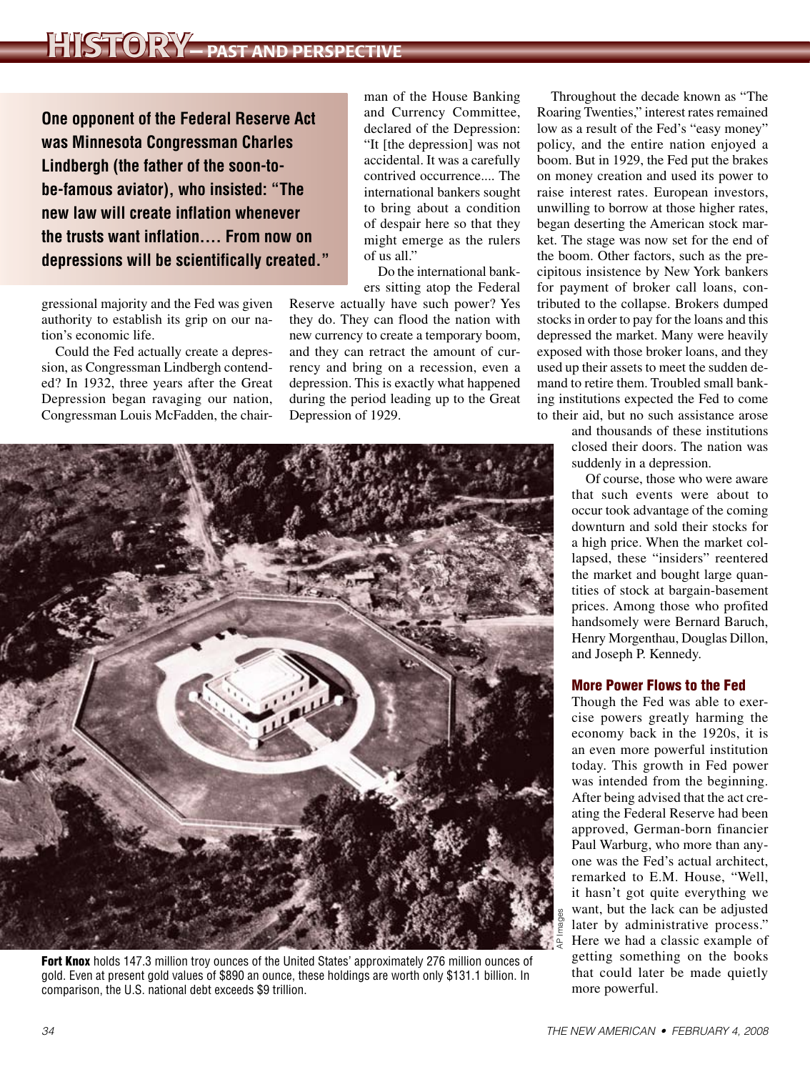**One opponent of the Federal Reserve Act was Minnesota Congressman Charles Lindbergh (the father of the soon-to-be-famous aviator), who insisted: "The new law will create inflation whenever the trusts want inflation.... From now on depressions will be scientifically created."**

gressional majority and the Fed was given authority to establish its grip on our nation's economic life.

Could the Fed actually create a depression, as Congressman Lindbergh contended? In 1932, three years after the Great Depression began ravaging our nation, Congressman Louis McFadden, the chairman of the House Banking and Currency Committee, declared of the Depression: "It [the depression] was not accidental. It was a carefully contrived occurrence.... The international bankers sought to bring about a condition of despair here so that they might emerge as the rulers of us all."

Do the international bankers sitting atop the Federal Reserve actually have such power? Yes they do. They can flood the nation with new currency to create a temporary boom, and they can retract the amount of currency and bring on a recession, even a depression. This is exactly what happened during the period leading up to the Great Depression of 1929.

Throughout the decade known as "The Roaring Twenties," interest rates remained low as a result of the Fed's "easy money" policy, and the entire nation enjoyed a boom. But in 1929, the Fed put the brakes on money creation and used its power to raise interest rates. European investors, unwilling to borrow at those higher rates, began deserting the American stock market. The stage was now set for the end of the boom. Other factors, such as the precipitous insistence by New York bankers for payment of broker call loans, contributed to the collapse. Brokers dumped stocks in order to pay for the loans and this depressed the market. Many were heavily exposed with those broker loans, and they used up their assets to meet the sudden demand to retire them. Troubled small banking institutions expected the Fed to come to their aid, but no such assistance arose and thousands of these institutions closed their doors. The nation was suddenly in a depression.

Of course, those who were aware that such events were about to occur took advantage of the coming downturn and sold their stocks for a high price. When the market collapsed, these "insiders" reentered the market and bought large quantities of stock at bargain-basement prices. Among those who profited handsomely were Bernard Baruch, Henry Morgenthau, Douglas Dillon, and Joseph P. Kennedy.

### More Power Flows to the Fed

Though the Fed was able to exercise powers greatly harming the economy back in the 1920s, it is an even more powerful institution today. This growth in Fed power was intended from the beginning. After being advised that the act creating the Federal Reserve had been approved, German-born financier Paul Warburg, who more than anyone was the Fed's actual architect, remarked to E.M. House, "Well, it hasn't got quite everything we want, but the lack can be adjusted later by administrative process." Here we had a classic example of getting something on the books that could later be made quietly more powerful.

AP Images

**Fort Knox** holds 147.3 million troy ounces of the United States' approximately 276 million ounces of gold. Even at present gold values of $890 an ounce, these holdings are worth only $131.1 billion. In comparison, the U.S. national debt exceeds $9 trillion.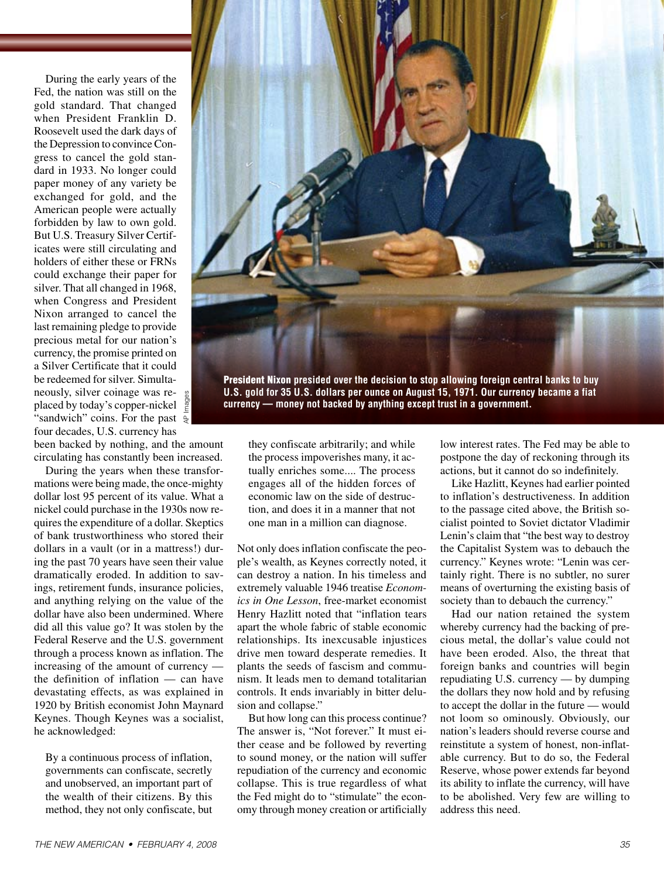During the early years of the Fed, the nation was still on the gold standard. That changed when President Franklin D. Roosevelt used the dark days of the Depression to convince Congress to cancel the gold standard in 1933. No longer could paper money of any variety be exchanged for gold, and the American people were actually forbidden by law to own gold. But U.S. Treasury Silver Certificates were still circulating and holders of either these or FRNs could exchange their paper for silver. That all changed in 1968, when Congress and President Nixon arranged to cancel the last remaining pledge to provide precious metal for our nation's currency, the promise printed on a Silver Certificate that it could be redeemed for silver. Simultaneously, silver coinage was replaced by today's copper-nickel "sandwich" coins. For the past four decades, U.S. currency has been backed by nothing, and the amount circulating has constantly been increased.

**President Nixon** presided over the decision to stop allowing foreign central banks to buy U.S. gold for 35 U.S. dollars per ounce on August 15, 1971. Our currency became a fiat currency — money not backed by anything except trust in a government.

During the years when these transformations were being made, the once-mighty dollar lost 95 percent of its value. What a nickel could purchase in the 1930s now requires the expenditure of a dollar. Skeptics of bank trustworthiness who stored their dollars in a vault (or in a mattress!) during the past 70 years have seen their value dramatically eroded. In addition to savings, retirement funds, insurance policies, and anything relying on the value of the dollar have also been undermined. Where did all this value go? It was stolen by the Federal Reserve and the U.S. government through a process known as inflation. The increasing of the amount of currency — the definition of inflation — can have devastating effects, as was explained in 1920 by British economist John Maynard Keynes. Though Keynes was a socialist, he acknowledged:

> By a continuous process of inflation, governments can confiscate, secretly and unobserved, an important part of the wealth of their citizens. By this method, they not only confiscate, but they confiscate arbitrarily; and while the process impoverishes many, it actually enriches some.... The process engages all of the hidden forces of economic law on the side of destruction, and does it in a manner that not one man in a million can diagnose.

Not only does inflation confiscate the people's wealth, as Keynes correctly noted, it can destroy a nation. In his timeless and extremely valuable 1946 treatise *Economics in One Lesson*, free-market economist Henry Hazlitt noted that "inflation tears apart the whole fabric of stable economic relationships. Its inexcusable injustices drive men toward desperate remedies. It plants the seeds of fascism and communism. It leads men to demand totalitarian controls. It ends invariably in bitter delusion and collapse."

But how long can this process continue? The answer is, "Not forever." It must either cease and be followed by reverting to sound money, or the nation will suffer repudiation of the currency and economic collapse. This is true regardless of what the Fed might do to "stimulate" the economy through money creation or artificially low interest rates. The Fed may be able to postpone the day of reckoning through its actions, but it cannot do so indefinitely.

Like Hazlitt, Keynes had earlier pointed to inflation's destructiveness. In addition to the passage cited above, the British socialist pointed to Soviet dictator Vladimir Lenin's claim that "the best way to destroy the Capitalist System was to debauch the currency." Keynes wrote: "Lenin was certainly right. There is no subtler, no surer means of overturning the existing basis of society than to debauch the currency."

Had our nation retained the system whereby currency had the backing of precious metal, the dollar's value could not have been eroded. Also, the threat that foreign banks and countries will begin repudiating U.S. currency — by dumping the dollars they now hold and by refusing to accept the dollar in the future — would not loom so ominously. Obviously, our nation's leaders should reverse course and reinstitute a system of honest, non-inflatable currency. But to do so, the Federal Reserve, whose power extends far beyond its ability to inflate the currency, will have to be abolished. Very few are willing to address this need.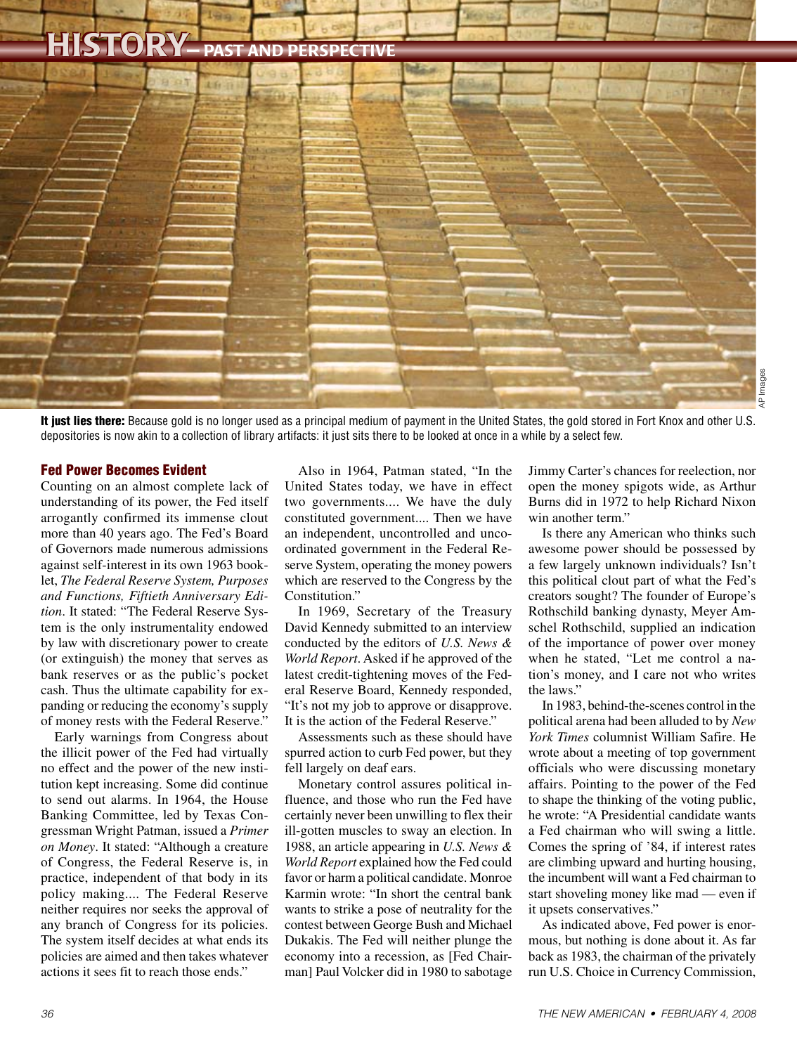**It just lies there:** Because gold is no longer used as a principal medium of payment in the United States, the gold stored in Fort Knox and other U.S. depositories is now akin to a collection of library artifacts: it just sits there to be looked at once in a while by a select few.

## Fed Power Becomes Evident

Counting on an almost complete lack of understanding of its power, the Fed itself arrogantly confirmed its immense clout more than 40 years ago. The Fed's Board of Governors made numerous admissions against self-interest in its own 1963 booklet, *The Federal Reserve System, Purposes and Functions, Fiftieth Anniversary Edition*. It stated: "The Federal Reserve System is the only instrumentality endowed by law with discretionary power to create (or extinguish) the money that serves as bank reserves or as the public's pocket cash. Thus the ultimate capability for expanding or reducing the economy's supply of money rests with the Federal Reserve."

Early warnings from Congress about the illicit power of the Fed had virtually no effect and the power of the new institution kept increasing. Some did continue to send out alarms. In 1964, the House Banking Committee, led by Texas Congressman Wright Patman, issued a *Primer on Money*. It stated: "Although a creature of Congress, the Federal Reserve is, in practice, independent of that body in its policy making.... The Federal Reserve neither requires nor seeks the approval of any branch of Congress for its policies. The system itself decides at what ends its policies are aimed and then takes whatever actions it sees fit to reach those ends."

Also in 1964, Patman stated, "In the United States today, we have in effect two governments.... We have the duly constituted government.... Then we have an independent, uncontrolled and uncoordinated government in the Federal Reserve System, operating the money powers which are reserved to the Congress by the Constitution."

In 1969, Secretary of the Treasury David Kennedy submitted to an interview conducted by the editors of *U.S. News & World Report*. Asked if he approved of the latest credit-tightening moves of the Federal Reserve Board, Kennedy responded, "It's not my job to approve or disapprove. It is the action of the Federal Reserve."

Assessments such as these should have spurred action to curb Fed power, but they fell largely on deaf ears.

Monetary control assures political influence, and those who run the Fed have certainly never been unwilling to flex their ill-gotten muscles to sway an election. In 1988, an article appearing in *U.S. News & World Report* explained how the Fed could favor or harm a political candidate. Monroe Karmin wrote: "In short the central bank wants to strike a pose of neutrality for the contest between George Bush and Michael Dukakis. The Fed will neither plunge the economy into a recession, as [Fed Chairman] Paul Volcker did in 1980 to sabotage Jimmy Carter's chances for reelection, nor open the money spigots wide, as Arthur Burns did in 1972 to help Richard Nixon win another term."

Is there any American who thinks such awesome power should be possessed by a few largely unknown individuals? Isn't this political clout part of what the Fed's creators sought? The founder of Europe's Rothschild banking dynasty, Meyer Amschel Rothschild, supplied an indication of the importance of power over money when he stated, "Let me control a nation's money, and I care not who writes the laws."

In 1983, behind-the-scenes control in the political arena had been alluded to by *New York Times* columnist William Safire. He wrote about a meeting of top government officials who were discussing monetary affairs. Pointing to the power of the Fed to shape the thinking of the voting public, he wrote: "A Presidential candidate wants a Fed chairman who will swing a little. Comes the spring of '84, if interest rates are climbing upward and hurting housing, the incumbent will want a Fed chairman to start shoveling money like mad — even if it upsets conservatives."

As indicated above, Fed power is enormous, but nothing is done about it. As far back as 1983, the chairman of the privately run U.S. Choice in Currency Commission,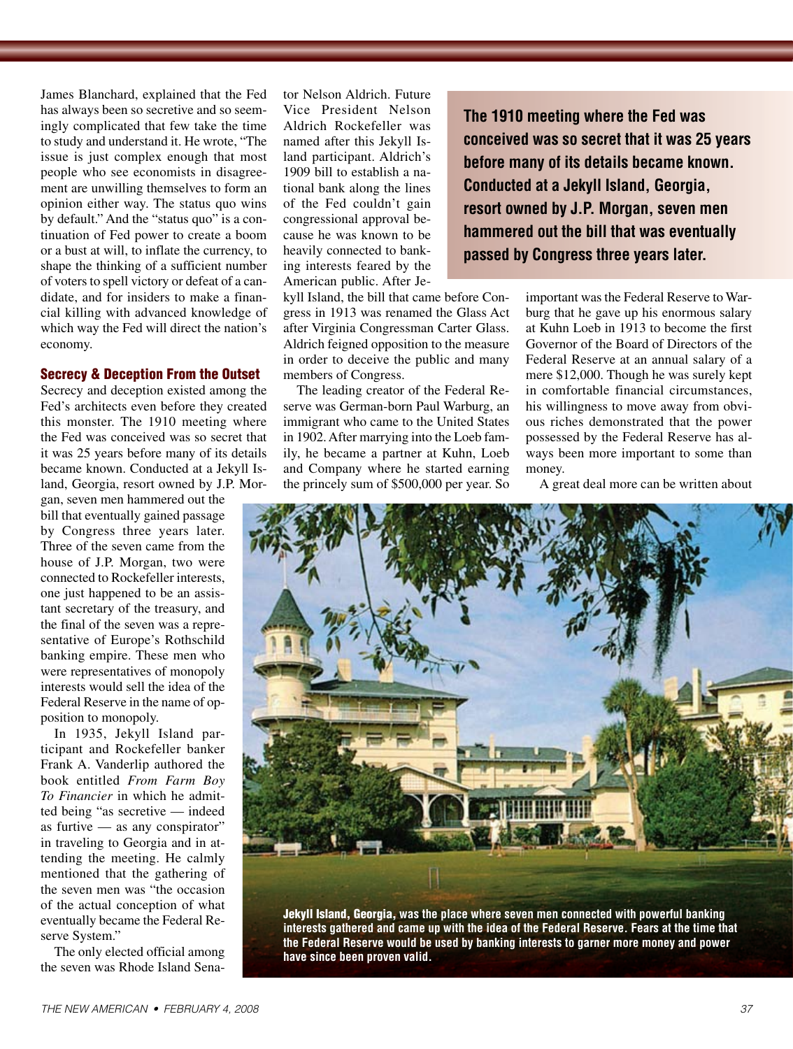James Blanchard, explained that the Fed has always been so secretive and so seemingly complicated that few take the time to study and understand it. He wrote, "The issue is just complex enough that most people who see economists in disagreement are unwilling themselves to form an opinion either way. The status quo wins by default." And the "status quo" is a continuation of Fed power to create a boom or a bust at will, to inflate the currency, to shape the thinking of a sufficient number of voters to spell victory or defeat of a candidate, and for insiders to make a financial killing with advanced knowledge of which way the Fed will direct the nation's economy.

### Secrecy & Deception From the Outset

Secrecy and deception existed among the Fed's architects even before they created this monster. The 1910 meeting where the Fed was conceived was so secret that it was 25 years before many of its details became known. Conducted at a Jekyll Island, Georgia, resort owned by J.P. Morgan, seven men hammered out the bill that eventually gained passage by Congress three years later. Three of the seven came from the house of J.P. Morgan, two were connected to Rockefeller interests, one just happened to be an assistant secretary of the treasury, and the final of the seven was a representative of Europe's Rothschild banking empire. These men who were representatives of monopoly interests would sell the idea of the Federal Reserve in the name of opposition to monopoly.

In 1935, Jekyll Island participant and Rockefeller banker Frank A. Vanderlip authored the book entitled *From Farm Boy To Financier* in which he admitted being "as secretive — indeed as furtive — as any conspirator" in traveling to Georgia and in attending the meeting. He calmly mentioned that the gathering of the seven men was "the occasion of the actual conception of what eventually became the Federal Reserve System."

The only elected official among the seven was Rhode Island Senator Nelson Aldrich. Future Vice President Nelson Aldrich Rockefeller was named after this Jekyll Island participant. Aldrich's 1909 bill to establish a national bank along the lines of the Fed couldn't gain congressional approval because he was known to be heavily connected to banking interests feared by the American public. After Jekyll Island, the bill that came before Congress in 1913 was renamed the Glass Act after Virginia Congressman Carter Glass. Aldrich feigned opposition to the measure in order to deceive the public and many members of Congress.

**The 1910 meeting where the Fed was conceived was so secret that it was 25 years before many of its details became known. Conducted at a Jekyll Island, Georgia, resort owned by J.P. Morgan, seven men hammered out the bill that was eventually passed by Congress three years later.**

The leading creator of the Federal Reserve was German-born Paul Warburg, an immigrant who came to the United States in 1902. After marrying into the Loeb family, he became a partner at Kuhn, Loeb and Company where he started earning the princely sum of $500,000 per year. So important was the Federal Reserve to Warburg that he gave up his enormous salary at Kuhn Loeb in 1913 to become the first Governor of the Board of Directors of the Federal Reserve at an annual salary of a mere $12,000. Though he was surely kept in comfortable financial circumstances, his willingness to move away from obvious riches demonstrated that the power possessed by the Federal Reserve has always been more important to some than money.

A great deal more can be written about

**Jekyll Island, Georgia,** was the place where seven men connected with powerful banking interests gathered and came up with the idea of the Federal Reserve. Fears at the time that the Federal Reserve would be used by banking interests to garner more money and power have since been proven valid.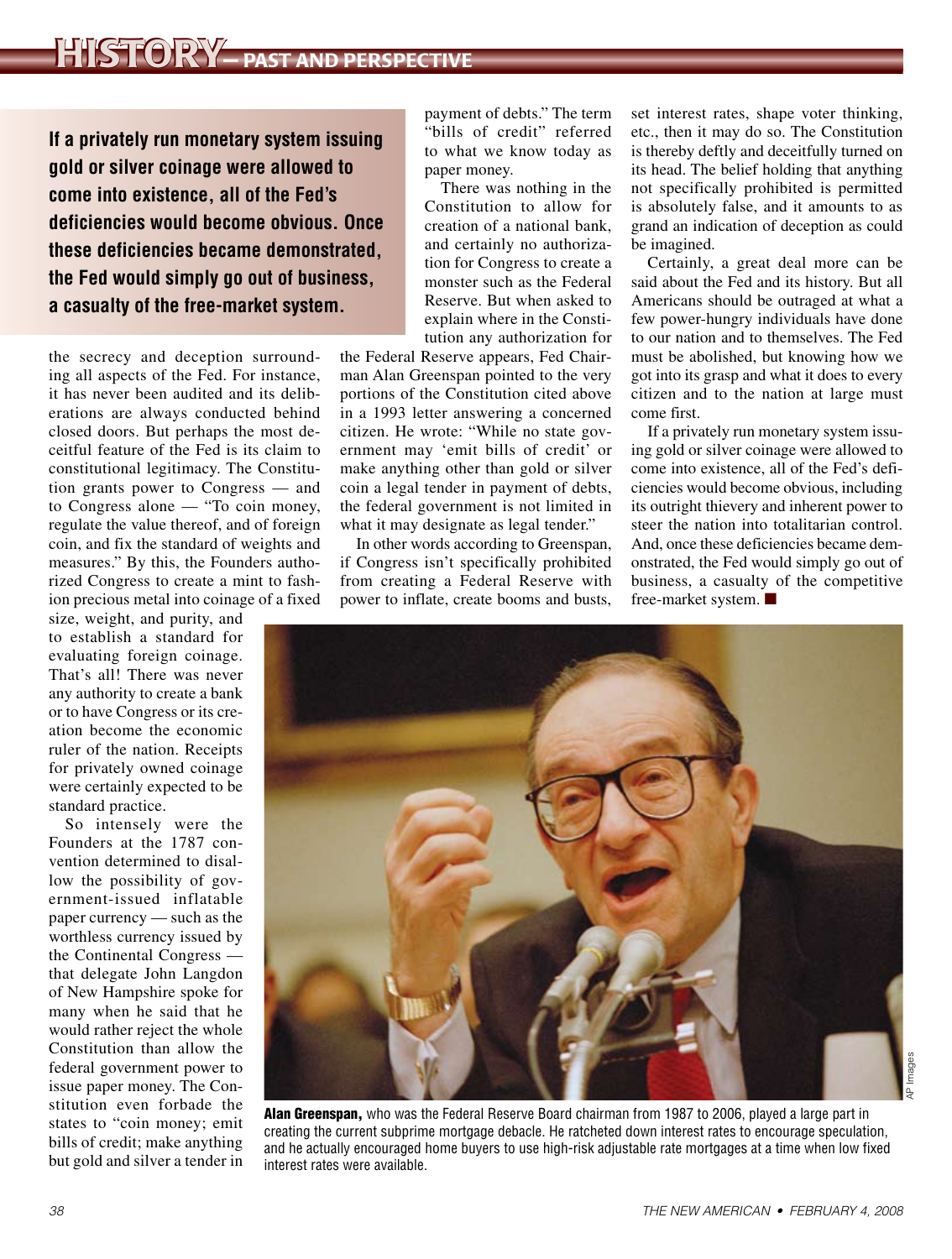**If a privately run monetary system issuing gold or silver coinage were allowed to come into existence, all of the Fed's deficiencies would become obvious. Once these deficiencies became demonstrated, the Fed would simply go out of business, a casualty of the free-market system.**

the secrecy and deception surrounding all aspects of the Fed. For instance, it has never been audited and its deliberations are always conducted behind closed doors. But perhaps the most deceitful feature of the Fed is its claim to constitutional legitimacy. The Constitution grants power to Congress — and to Congress alone — "To coin money, regulate the value thereof, and of foreign coin, and fix the standard of weights and measures." By this, the Founders authorized Congress to create a mint to fashion precious metal into coinage of a fixed size, weight, and purity, and to establish a standard for evaluating foreign coinage. That's all! There was never any authority to create a bank or to have Congress or its creation become the economic ruler of the nation. Receipts for privately owned coinage were certainly expected to be standard practice.

So intensely were the Founders at the 1787 convention determined to disallow the possibility of government-issued inflatable paper currency — such as the worthless currency issued by the Continental Congress — that delegate John Langdon of New Hampshire spoke for many when he said that he would rather reject the whole Constitution than allow the federal government power to issue paper money. The Constitution even forbade the states to "coin money; emit bills of credit; make anything but gold and silver a tender in payment of debts." The term "bills of credit" referred to what we know today as paper money.

There was nothing in the Constitution to allow for creation of a national bank, and certainly no authorization for Congress to create a monster such as the Federal Reserve. But when asked to explain where in the Constitution any authorization for the Federal Reserve appears, Fed Chairman Alan Greenspan pointed to the very portions of the Constitution cited above in a 1993 letter answering a concerned citizen. He wrote: "While no state government may 'emit bills of credit' or make anything other than gold or silver coin a legal tender in payment of debts, the federal government is not limited in what it may designate as legal tender."

In other words according to Greenspan, if Congress isn't specifically prohibited from creating a Federal Reserve with power to inflate, create booms and busts, set interest rates, shape voter thinking, etc., then it may do so. The Constitution is thereby deftly and deceitfully turned on its head. The belief holding that anything not specifically prohibited is permitted is absolutely false, and it amounts to as grand an indication of deception as could be imagined.

Certainly, a great deal more can be said about the Fed and its history. But all Americans should be outraged at what a few power-hungry individuals have done to our nation and to themselves. The Fed must be abolished, but knowing how we got into its grasp and what it does to every citizen and to the nation at large must come first.

If a privately run monetary system issuing gold or silver coinage were allowed to come into existence, all of the Fed's deficiencies would become obvious, including its outright thievery and inherent power to steer the nation into totalitarian control. And, once these deficiencies became demonstrated, the Fed would simply go out of business, a casualty of the competitive free-market system. ■

**Alan Greenspan,** who was the Federal Reserve Board chairman from 1987 to 2006, played a large part in creating the current subprime mortgage debacle. He ratcheted down interest rates to encourage speculation, and he actually encouraged home buyers to use high-risk adjustable rate mortgages at a time when low fixed interest rates were available.